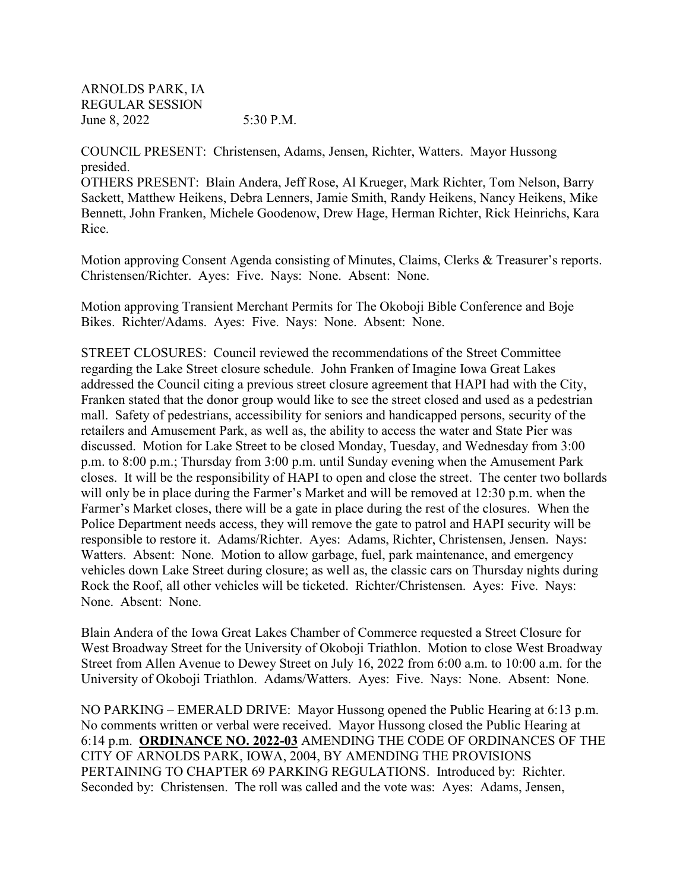ARNOLDS PARK, IA
REGULAR SESSION
June 8, 2022 5:30 P.M.

COUNCIL PRESENT: Christensen, Adams, Jensen, Richter, Watters. Mayor Hussong presided.
OTHERS PRESENT: Blain Andera, Jeff Rose, Al Krueger, Mark Richter, Tom Nelson, Barry Sackett, Matthew Heikens, Debra Lenners, Jamie Smith, Randy Heikens, Nancy Heikens, Mike Bennett, John Franken, Michele Goodenow, Drew Hage, Herman Richter, Rick Heinrichs, Kara Rice.

Motion approving Consent Agenda consisting of Minutes, Claims, Clerks & Treasurer's reports. Christensen/Richter. Ayes: Five. Nays: None. Absent: None.

Motion approving Transient Merchant Permits for The Okoboji Bible Conference and Boje Bikes. Richter/Adams. Ayes: Five. Nays: None. Absent: None.

STREET CLOSURES: Council reviewed the recommendations of the Street Committee regarding the Lake Street closure schedule. John Franken of Imagine Iowa Great Lakes addressed the Council citing a previous street closure agreement that HAPI had with the City, Franken stated that the donor group would like to see the street closed and used as a pedestrian mall. Safety of pedestrians, accessibility for seniors and handicapped persons, security of the retailers and Amusement Park, as well as, the ability to access the water and State Pier was discussed. Motion for Lake Street to be closed Monday, Tuesday, and Wednesday from 3:00 p.m. to 8:00 p.m.; Thursday from 3:00 p.m. until Sunday evening when the Amusement Park closes. It will be the responsibility of HAPI to open and close the street. The center two bollards will only be in place during the Farmer's Market and will be removed at 12:30 p.m. when the Farmer's Market closes, there will be a gate in place during the rest of the closures. When the Police Department needs access, they will remove the gate to patrol and HAPI security will be responsible to restore it. Adams/Richter. Ayes: Adams, Richter, Christensen, Jensen. Nays: Watters. Absent: None. Motion to allow garbage, fuel, park maintenance, and emergency vehicles down Lake Street during closure; as well as, the classic cars on Thursday nights during Rock the Roof, all other vehicles will be ticketed. Richter/Christensen. Ayes: Five. Nays: None. Absent: None.

Blain Andera of the Iowa Great Lakes Chamber of Commerce requested a Street Closure for West Broadway Street for the University of Okoboji Triathlon. Motion to close West Broadway Street from Allen Avenue to Dewey Street on July 16, 2022 from 6:00 a.m. to 10:00 a.m. for the University of Okoboji Triathlon. Adams/Watters. Ayes: Five. Nays: None. Absent: None.

NO PARKING – EMERALD DRIVE: Mayor Hussong opened the Public Hearing at 6:13 p.m. No comments written or verbal were received. Mayor Hussong closed the Public Hearing at 6:14 p.m. **ORDINANCE NO. 2022-03** AMENDING THE CODE OF ORDINANCES OF THE CITY OF ARNOLDS PARK, IOWA, 2004, BY AMENDING THE PROVISIONS PERTAINING TO CHAPTER 69 PARKING REGULATIONS. Introduced by: Richter. Seconded by: Christensen. The roll was called and the vote was: Ayes: Adams, Jensen,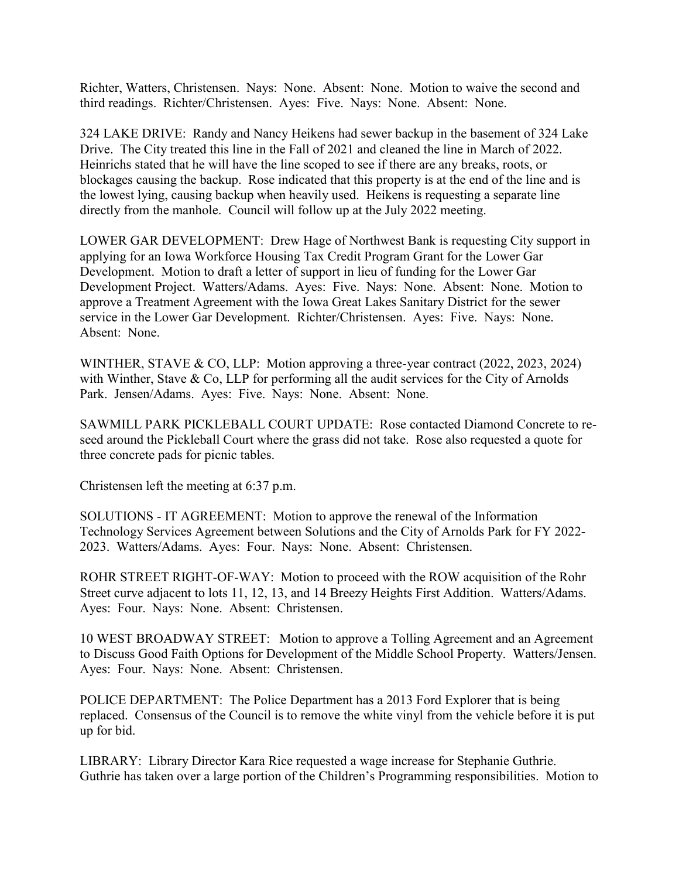Richter, Watters, Christensen. Nays: None. Absent: None. Motion to waive the second and third readings. Richter/Christensen. Ayes: Five. Nays: None. Absent: None.

324 LAKE DRIVE: Randy and Nancy Heikens had sewer backup in the basement of 324 Lake Drive. The City treated this line in the Fall of 2021 and cleaned the line in March of 2022. Heinrichs stated that he will have the line scoped to see if there are any breaks, roots, or blockages causing the backup. Rose indicated that this property is at the end of the line and is the lowest lying, causing backup when heavily used. Heikens is requesting a separate line directly from the manhole. Council will follow up at the July 2022 meeting.

LOWER GAR DEVELOPMENT: Drew Hage of Northwest Bank is requesting City support in applying for an Iowa Workforce Housing Tax Credit Program Grant for the Lower Gar Development. Motion to draft a letter of support in lieu of funding for the Lower Gar Development Project. Watters/Adams. Ayes: Five. Nays: None. Absent: None. Motion to approve a Treatment Agreement with the Iowa Great Lakes Sanitary District for the sewer service in the Lower Gar Development. Richter/Christensen. Ayes: Five. Nays: None. Absent: None.

WINTHER, STAVE & CO, LLP: Motion approving a three-year contract (2022, 2023, 2024) with Winther, Stave & Co, LLP for performing all the audit services for the City of Arnolds Park. Jensen/Adams. Ayes: Five. Nays: None. Absent: None.

SAWMILL PARK PICKLEBALL COURT UPDATE: Rose contacted Diamond Concrete to re-seed around the Pickleball Court where the grass did not take. Rose also requested a quote for three concrete pads for picnic tables.

Christensen left the meeting at 6:37 p.m.

SOLUTIONS - IT AGREEMENT: Motion to approve the renewal of the Information Technology Services Agreement between Solutions and the City of Arnolds Park for FY 2022-2023. Watters/Adams. Ayes: Four. Nays: None. Absent: Christensen.

ROHR STREET RIGHT-OF-WAY: Motion to proceed with the ROW acquisition of the Rohr Street curve adjacent to lots 11, 12, 13, and 14 Breezy Heights First Addition. Watters/Adams. Ayes: Four. Nays: None. Absent: Christensen.

10 WEST BROADWAY STREET: Motion to approve a Tolling Agreement and an Agreement to Discuss Good Faith Options for Development of the Middle School Property. Watters/Jensen. Ayes: Four. Nays: None. Absent: Christensen.

POLICE DEPARTMENT: The Police Department has a 2013 Ford Explorer that is being replaced. Consensus of the Council is to remove the white vinyl from the vehicle before it is put up for bid.

LIBRARY: Library Director Kara Rice requested a wage increase for Stephanie Guthrie. Guthrie has taken over a large portion of the Children's Programming responsibilities. Motion to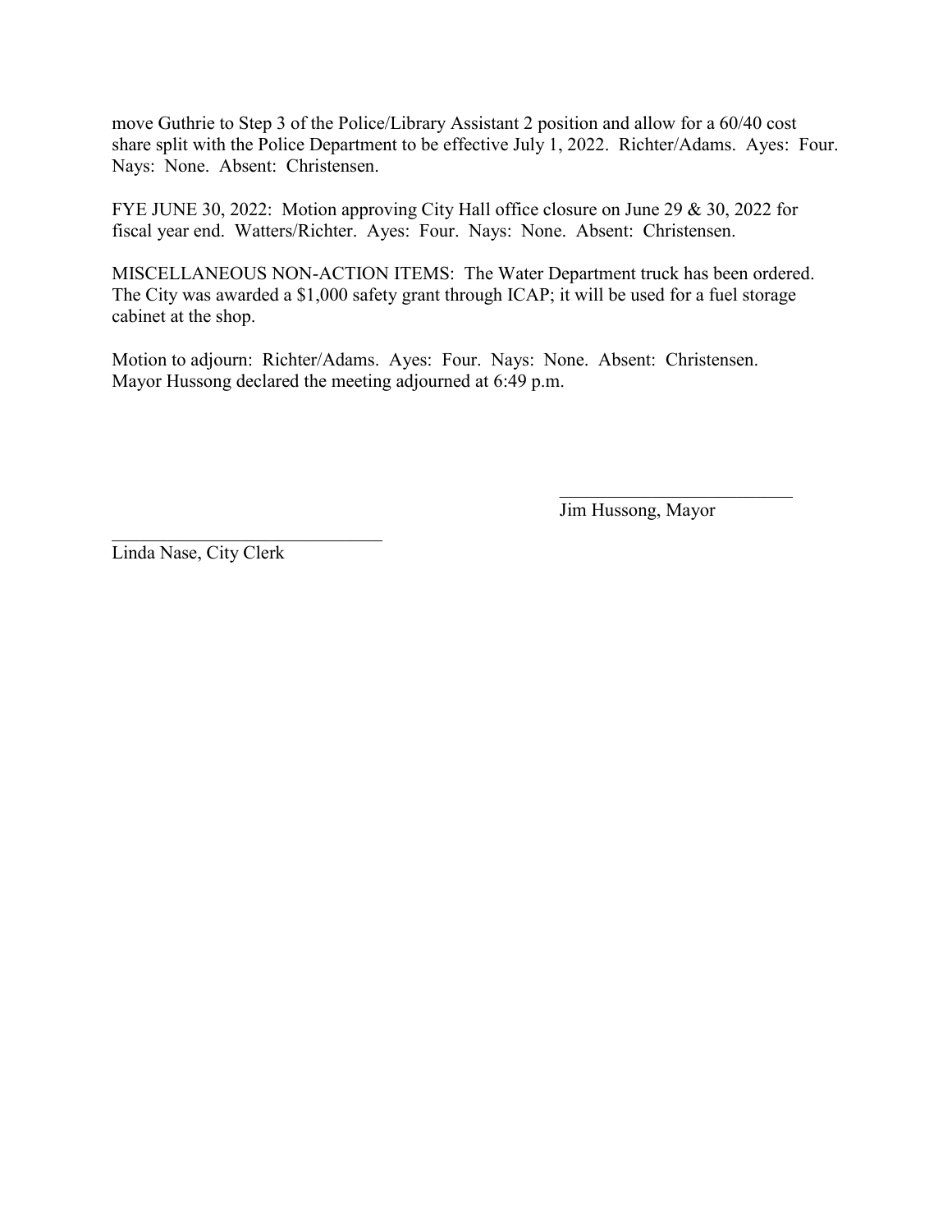move Guthrie to Step 3 of the Police/Library Assistant 2 position and allow for a 60/40 cost share split with the Police Department to be effective July 1, 2022. Richter/Adams. Ayes: Four. Nays: None. Absent: Christensen.

FYE JUNE 30, 2022: Motion approving City Hall office closure on June 29 & 30, 2022 for fiscal year end. Watters/Richter. Ayes: Four. Nays: None. Absent: Christensen.

MISCELLANEOUS NON-ACTION ITEMS: The Water Department truck has been ordered. The City was awarded a $1,000 safety grant through ICAP; it will be used for a fuel storage cabinet at the shop.

Motion to adjourn: Richter/Adams. Ayes: Four. Nays: None. Absent: Christensen. Mayor Hussong declared the meeting adjourned at 6:49 p.m.

___________________________
Jim Hussong, Mayor

___________________________
Linda Nase, City Clerk